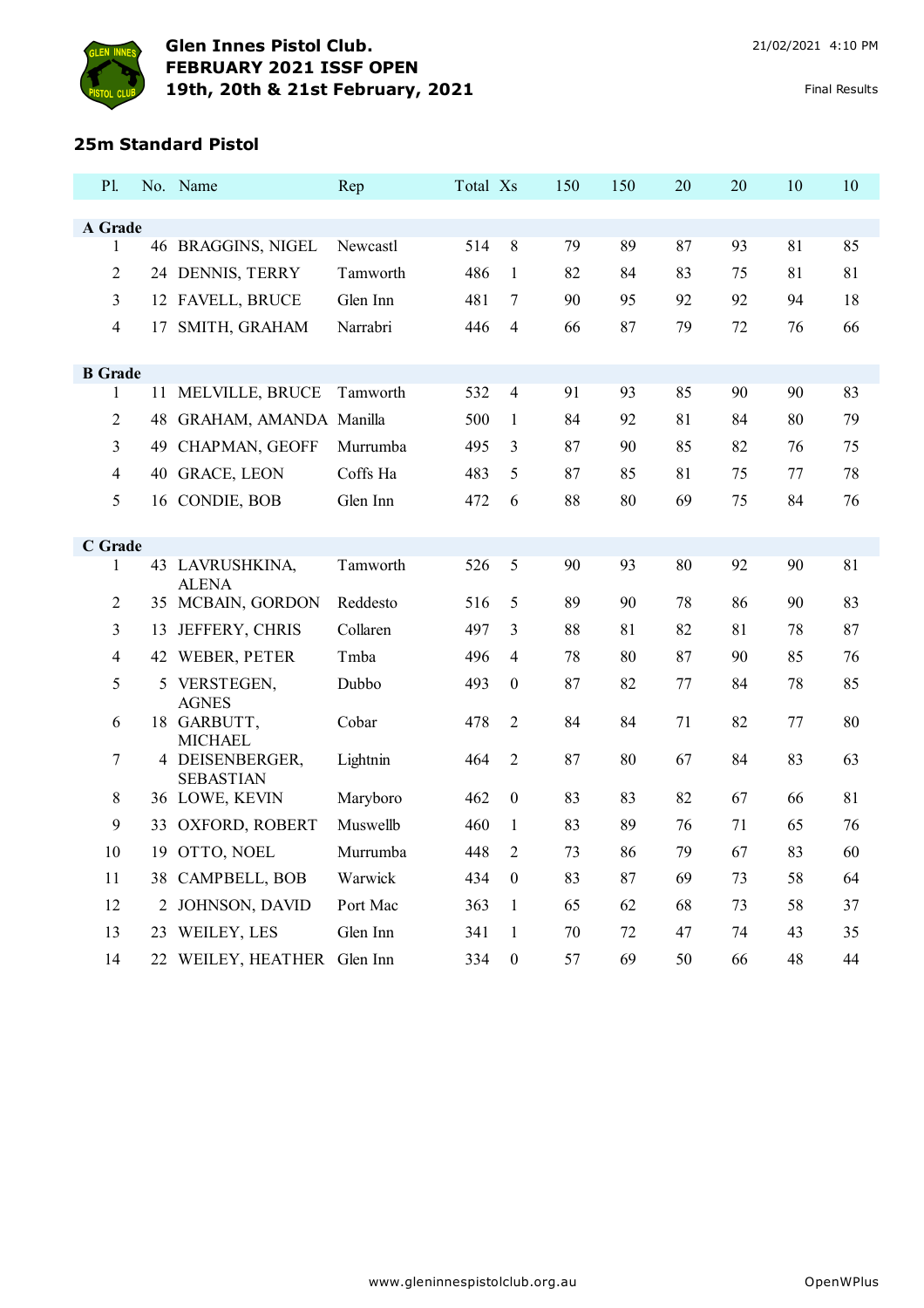# Glen Innes Pistol Club.
# FEBRUARY 2021 ISSF OPEN
# 19th, 20th & 21st February, 2021

21/02/2021 4:10 PM

Final Results

## 25m Standard Pistol

| Pl. | No. | Name | Rep | Total | Xs | 150 | 150 | 20 | 20 | 10 | 10 |
|---|---|---|---|---|---|---|---|---|---|---|---|
| **A Grade** | | | | | | | | | | | |
| 1 | 46 | BRAGGINS, NIGEL | Newcastl | 514 | 8 | 79 | 89 | 87 | 93 | 81 | 85 |
| 2 | 24 | DENNIS, TERRY | Tamworth | 486 | 1 | 82 | 84 | 83 | 75 | 81 | 81 |
| 3 | 12 | FAVELL, BRUCE | Glen Inn | 481 | 7 | 90 | 95 | 92 | 92 | 94 | 18 |
| 4 | 17 | SMITH, GRAHAM | Narrabri | 446 | 4 | 66 | 87 | 79 | 72 | 76 | 66 |
| **B Grade** | | | | | | | | | | | |
| 1 | 11 | MELVILLE, BRUCE | Tamworth | 532 | 4 | 91 | 93 | 85 | 90 | 90 | 83 |
| 2 | 48 | GRAHAM, AMANDA | Manilla | 500 | 1 | 84 | 92 | 81 | 84 | 80 | 79 |
| 3 | 49 | CHAPMAN, GEOFF | Murrumba | 495 | 3 | 87 | 90 | 85 | 82 | 76 | 75 |
| 4 | 40 | GRACE, LEON | Coffs Ha | 483 | 5 | 87 | 85 | 81 | 75 | 77 | 78 |
| 5 | 16 | CONDIE, BOB | Glen Inn | 472 | 6 | 88 | 80 | 69 | 75 | 84 | 76 |
| **C Grade** | | | | | | | | | | | |
| 1 | 43 | LAVRUSHKINA, ALENA | Tamworth | 526 | 5 | 90 | 93 | 80 | 92 | 90 | 81 |
| 2 | 35 | MCBAIN, GORDON | Reddesto | 516 | 5 | 89 | 90 | 78 | 86 | 90 | 83 |
| 3 | 13 | JEFFERY, CHRIS | Collaren | 497 | 3 | 88 | 81 | 82 | 81 | 78 | 87 |
| 4 | 42 | WEBER, PETER | Tmba | 496 | 4 | 78 | 80 | 87 | 90 | 85 | 76 |
| 5 | 5 | VERSTEGEN, AGNES | Dubbo | 493 | 0 | 87 | 82 | 77 | 84 | 78 | 85 |
| 6 | 18 | GARBUTT, MICHAEL | Cobar | 478 | 2 | 84 | 84 | 71 | 82 | 77 | 80 |
| 7 | 4 | DEISENBERGER, SEBASTIAN | Lightnin | 464 | 2 | 87 | 80 | 67 | 84 | 83 | 63 |
| 8 | 36 | LOWE, KEVIN | Maryboro | 462 | 0 | 83 | 83 | 82 | 67 | 66 | 81 |
| 9 | 33 | OXFORD, ROBERT | Muswellb | 460 | 1 | 83 | 89 | 76 | 71 | 65 | 76 |
| 10 | 19 | OTTO, NOEL | Murrumba | 448 | 2 | 73 | 86 | 79 | 67 | 83 | 60 |
| 11 | 38 | CAMPBELL, BOB | Warwick | 434 | 0 | 83 | 87 | 69 | 73 | 58 | 64 |
| 12 | 2 | JOHNSON, DAVID | Port Mac | 363 | 1 | 65 | 62 | 68 | 73 | 58 | 37 |
| 13 | 23 | WEILEY, LES | Glen Inn | 341 | 1 | 70 | 72 | 47 | 74 | 43 | 35 |
| 14 | 22 | WEILEY, HEATHER | Glen Inn | 334 | 0 | 57 | 69 | 50 | 66 | 48 | 44 |

www.gleninnespistolclub.org.au

OpenWPlus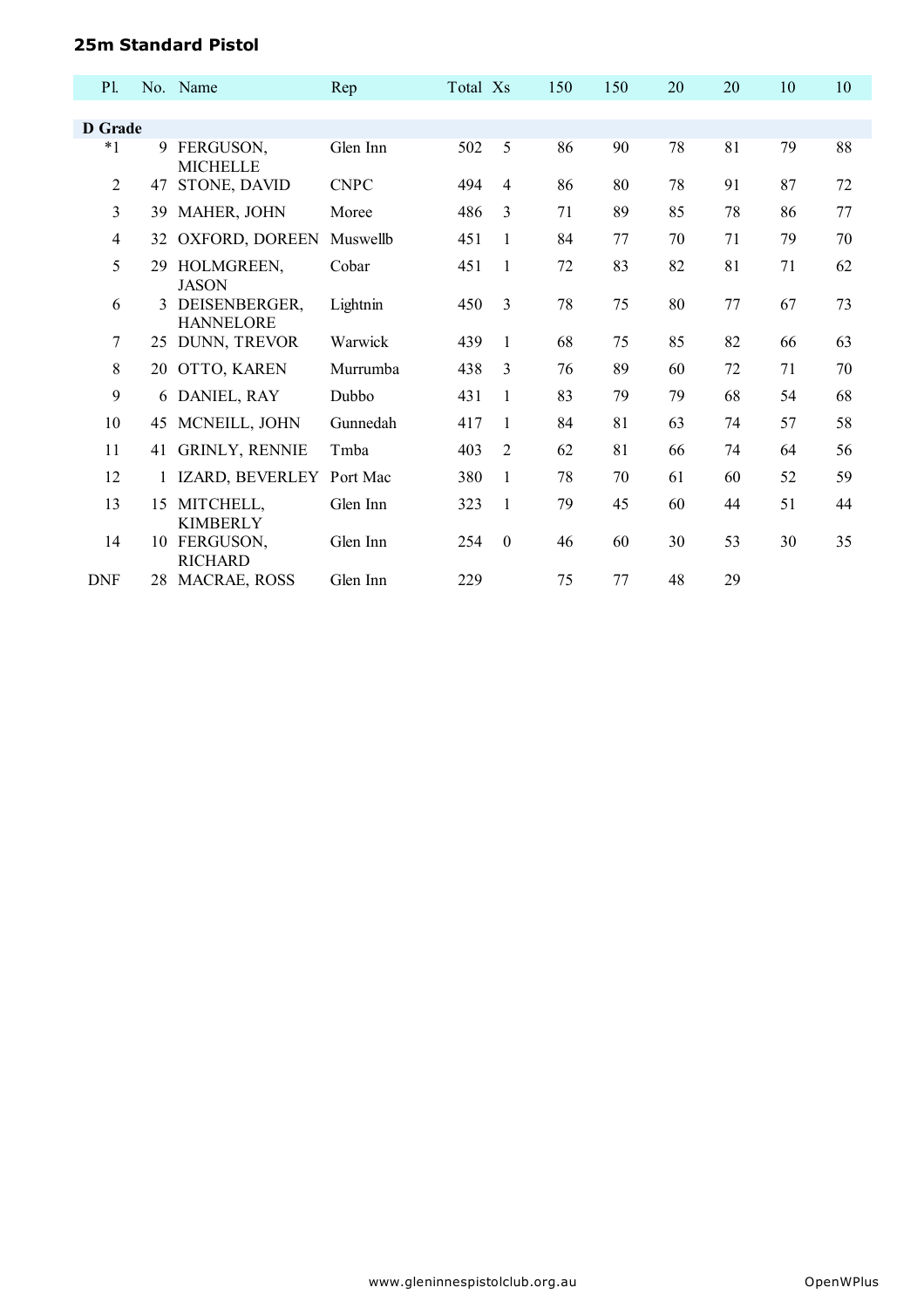## 25m Standard Pistol

| Pl. | No. | Name | Rep | Total | Xs | 150 | 150 | 20 | 20 | 10 | 10 |
|---|---|---|---|---|---|---|---|---|---|---|---|
| **D Grade** | | | | | | | | | | | |
| *1 | 9 | FERGUSON, MICHELLE | Glen Inn | 502 | 5 | 86 | 90 | 78 | 81 | 79 | 88 |
| 2 | 47 | STONE, DAVID | CNPC | 494 | 4 | 86 | 80 | 78 | 91 | 87 | 72 |
| 3 | 39 | MAHER, JOHN | Moree | 486 | 3 | 71 | 89 | 85 | 78 | 86 | 77 |
| 4 | 32 | OXFORD, DOREEN | Muswellb | 451 | 1 | 84 | 77 | 70 | 71 | 79 | 70 |
| 5 | 29 | HOLMGREEN, JASON | Cobar | 451 | 1 | 72 | 83 | 82 | 81 | 71 | 62 |
| 6 | 3 | DEISENBERGER, HANNELORE | Lightnin | 450 | 3 | 78 | 75 | 80 | 77 | 67 | 73 |
| 7 | 25 | DUNN, TREVOR | Warwick | 439 | 1 | 68 | 75 | 85 | 82 | 66 | 63 |
| 8 | 20 | OTTO, KAREN | Murrumba | 438 | 3 | 76 | 89 | 60 | 72 | 71 | 70 |
| 9 | 6 | DANIEL, RAY | Dubbo | 431 | 1 | 83 | 79 | 79 | 68 | 54 | 68 |
| 10 | 45 | MCNEILL, JOHN | Gunnedah | 417 | 1 | 84 | 81 | 63 | 74 | 57 | 58 |
| 11 | 41 | GRINLY, RENNIE | Tmba | 403 | 2 | 62 | 81 | 66 | 74 | 64 | 56 |
| 12 | 1 | IZARD, BEVERLEY | Port Mac | 380 | 1 | 78 | 70 | 61 | 60 | 52 | 59 |
| 13 | 15 | MITCHELL, KIMBERLY | Glen Inn | 323 | 1 | 79 | 45 | 60 | 44 | 51 | 44 |
| 14 | 10 | FERGUSON, RICHARD | Glen Inn | 254 | 0 | 46 | 60 | 30 | 53 | 30 | 35 |
| DNF | 28 | MACRAE, ROSS | Glen Inn | 229 | | 75 | 77 | 48 | 29 | | |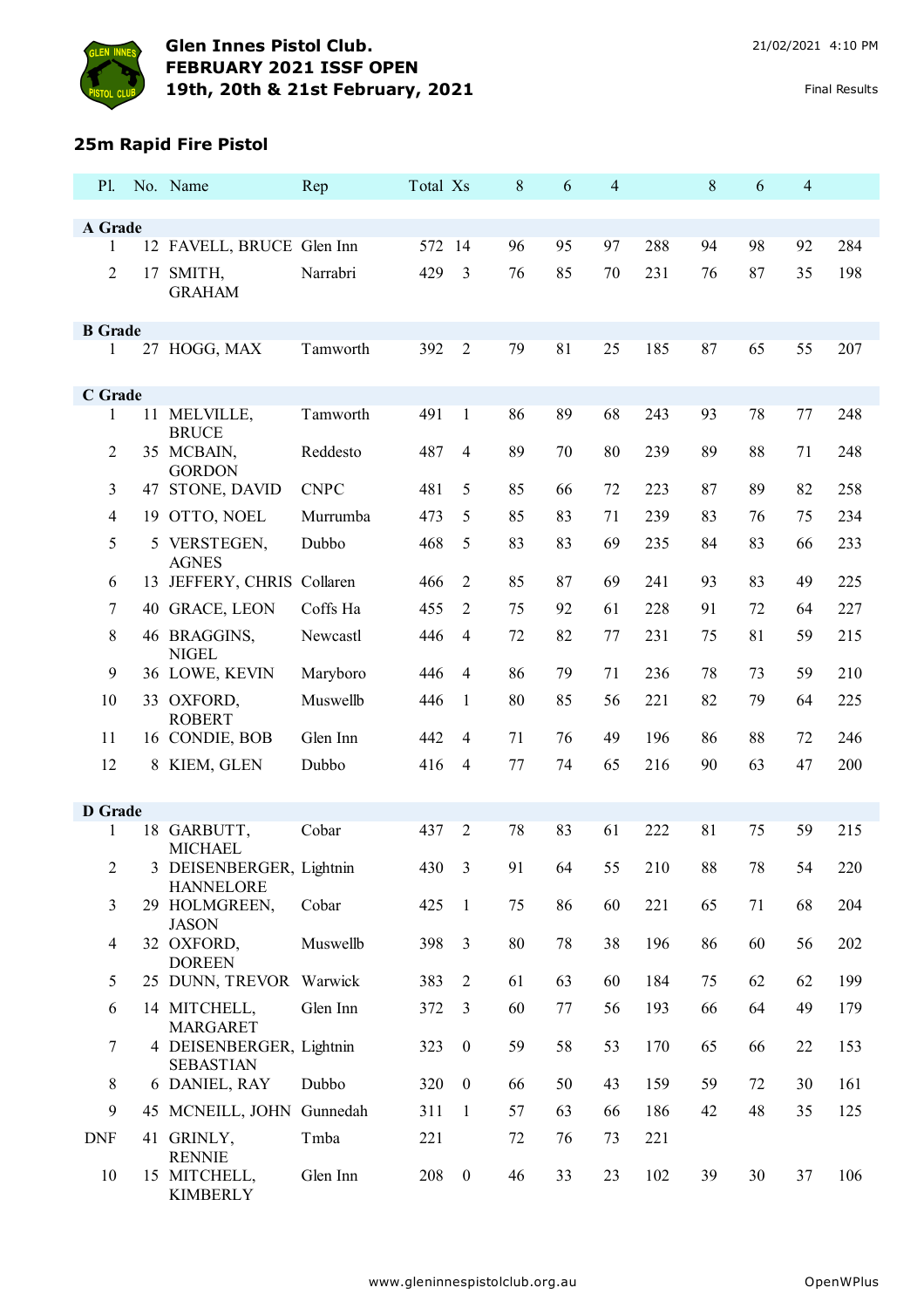# Glen Innes Pistol Club.
# FEBRUARY 2021 ISSF OPEN
# 19th, 20th & 21st February, 2021

21/02/2021 4:10 PM

Final Results

## 25m Rapid Fire Pistol

| Pl. | No. | Name | Rep | Total | Xs | 8 | 6 | 4 | | 8 | 6 | 4 | |
|---|---|---|---|---|---|---|---|---|---|---|---|---|---|
| **A Grade** | | | | | | | | | | | | | |
| 1 | 12 | FAVELL, BRUCE | Glen Inn | 572 | 14 | 96 | 95 | 97 | 288 | 94 | 98 | 92 | 284 |
| 2 | 17 | SMITH, GRAHAM | Narrabri | 429 | 3 | 76 | 85 | 70 | 231 | 76 | 87 | 35 | 198 |
| **B Grade** | | | | | | | | | | | | | |
| 1 | 27 | HOGG, MAX | Tamworth | 392 | 2 | 79 | 81 | 25 | 185 | 87 | 65 | 55 | 207 |
| **C Grade** | | | | | | | | | | | | | |
| 1 | 11 | MELVILLE, BRUCE | Tamworth | 491 | 1 | 86 | 89 | 68 | 243 | 93 | 78 | 77 | 248 |
| 2 | 35 | MCBAIN, GORDON | Reddesto | 487 | 4 | 89 | 70 | 80 | 239 | 89 | 88 | 71 | 248 |
| 3 | 47 | STONE, DAVID | CNPC | 481 | 5 | 85 | 66 | 72 | 223 | 87 | 89 | 82 | 258 |
| 4 | 19 | OTTO, NOEL | Murrumba | 473 | 5 | 85 | 83 | 71 | 239 | 83 | 76 | 75 | 234 |
| 5 | 5 | VERSTEGEN, AGNES | Dubbo | 468 | 5 | 83 | 83 | 69 | 235 | 84 | 83 | 66 | 233 |
| 6 | 13 | JEFFERY, CHRIS | Collaren | 466 | 2 | 85 | 87 | 69 | 241 | 93 | 83 | 49 | 225 |
| 7 | 40 | GRACE, LEON | Coffs Ha | 455 | 2 | 75 | 92 | 61 | 228 | 91 | 72 | 64 | 227 |
| 8 | 46 | BRAGGINS, NIGEL | Newcastl | 446 | 4 | 72 | 82 | 77 | 231 | 75 | 81 | 59 | 215 |
| 9 | 36 | LOWE, KEVIN | Maryboro | 446 | 4 | 86 | 79 | 71 | 236 | 78 | 73 | 59 | 210 |
| 10 | 33 | OXFORD, ROBERT | Muswellb | 446 | 1 | 80 | 85 | 56 | 221 | 82 | 79 | 64 | 225 |
| 11 | 16 | CONDIE, BOB | Glen Inn | 442 | 4 | 71 | 76 | 49 | 196 | 86 | 88 | 72 | 246 |
| 12 | 8 | KIEM, GLEN | Dubbo | 416 | 4 | 77 | 74 | 65 | 216 | 90 | 63 | 47 | 200 |
| **D Grade** | | | | | | | | | | | | | |
| 1 | 18 | GARBUTT, MICHAEL | Cobar | 437 | 2 | 78 | 83 | 61 | 222 | 81 | 75 | 59 | 215 |
| 2 | 3 | DEISENBERGER, HANNELORE | Lightnin | 430 | 3 | 91 | 64 | 55 | 210 | 88 | 78 | 54 | 220 |
| 3 | 29 | HOLMGREEN, JASON | Cobar | 425 | 1 | 75 | 86 | 60 | 221 | 65 | 71 | 68 | 204 |
| 4 | 32 | OXFORD, DOREEN | Muswellb | 398 | 3 | 80 | 78 | 38 | 196 | 86 | 60 | 56 | 202 |
| 5 | 25 | DUNN, TREVOR | Warwick | 383 | 2 | 61 | 63 | 60 | 184 | 75 | 62 | 62 | 199 |
| 6 | 14 | MITCHELL, MARGARET | Glen Inn | 372 | 3 | 60 | 77 | 56 | 193 | 66 | 64 | 49 | 179 |
| 7 | 4 | DEISENBERGER, SEBASTIAN | Lightnin | 323 | 0 | 59 | 58 | 53 | 170 | 65 | 66 | 22 | 153 |
| 8 | 6 | DANIEL, RAY | Dubbo | 320 | 0 | 66 | 50 | 43 | 159 | 59 | 72 | 30 | 161 |
| 9 | 45 | MCNEILL, JOHN | Gunnedah | 311 | 1 | 57 | 63 | 66 | 186 | 42 | 48 | 35 | 125 |
| DNF | 41 | GRINLY, RENNIE | Tmba | 221 | | 72 | 76 | 73 | 221 | | | | |
| 10 | 15 | MITCHELL, KIMBERLY | Glen Inn | 208 | 0 | 46 | 33 | 23 | 102 | 39 | 30 | 37 | 106 |

www.gleninnespistolclub.org.au

OpenWPlus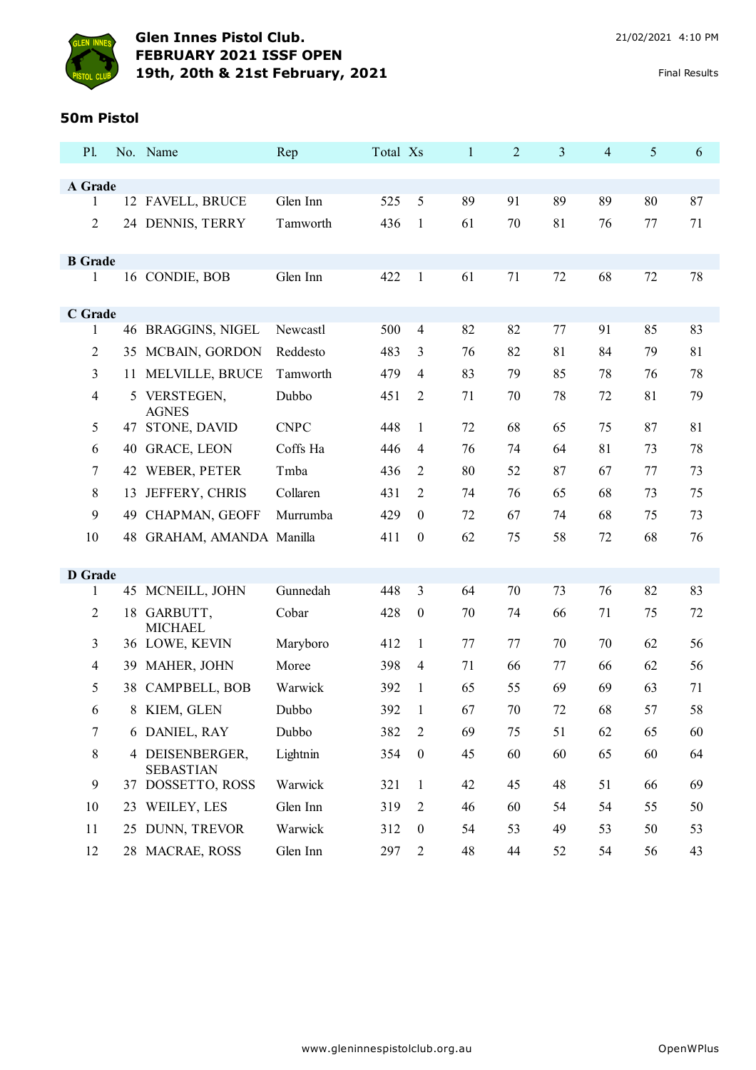# Glen Innes Pistol Club.
## FEBRUARY 2021 ISSF OPEN
## 19th, 20th & 21st February, 2021

21/02/2021 4:10 PM

Final Results

### 50m Pistol

| Pl. | No. | Name | Rep | Total | Xs | 1 | 2 | 3 | 4 | 5 | 6 |
|---|---|---|---|---|---|---|---|---|---|---|---|
| **A Grade** | | | | | | | | | | | |
| 1 | 12 | FAVELL, BRUCE | Glen Inn | 525 | 5 | 89 | 91 | 89 | 89 | 80 | 87 |
| 2 | 24 | DENNIS, TERRY | Tamworth | 436 | 1 | 61 | 70 | 81 | 76 | 77 | 71 |
| **B Grade** | | | | | | | | | | | |
| 1 | 16 | CONDIE, BOB | Glen Inn | 422 | 1 | 61 | 71 | 72 | 68 | 72 | 78 |
| **C Grade** | | | | | | | | | | | |
| 1 | 46 | BRAGGINS, NIGEL | Newcastl | 500 | 4 | 82 | 82 | 77 | 91 | 85 | 83 |
| 2 | 35 | MCBAIN, GORDON | Reddesto | 483 | 3 | 76 | 82 | 81 | 84 | 79 | 81 |
| 3 | 11 | MELVILLE, BRUCE | Tamworth | 479 | 4 | 83 | 79 | 85 | 78 | 76 | 78 |
| 4 | 5 | VERSTEGEN, AGNES | Dubbo | 451 | 2 | 71 | 70 | 78 | 72 | 81 | 79 |
| 5 | 47 | STONE, DAVID | CNPC | 448 | 1 | 72 | 68 | 65 | 75 | 87 | 81 |
| 6 | 40 | GRACE, LEON | Coffs Ha | 446 | 4 | 76 | 74 | 64 | 81 | 73 | 78 |
| 7 | 42 | WEBER, PETER | Tmba | 436 | 2 | 80 | 52 | 87 | 67 | 77 | 73 |
| 8 | 13 | JEFFERY, CHRIS | Collaren | 431 | 2 | 74 | 76 | 65 | 68 | 73 | 75 |
| 9 | 49 | CHAPMAN, GEOFF | Murrumba | 429 | 0 | 72 | 67 | 74 | 68 | 75 | 73 |
| 10 | 48 | GRAHAM, AMANDA | Manilla | 411 | 0 | 62 | 75 | 58 | 72 | 68 | 76 |
| **D Grade** | | | | | | | | | | | |
| 1 | 45 | MCNEILL, JOHN | Gunnedah | 448 | 3 | 64 | 70 | 73 | 76 | 82 | 83 |
| 2 | 18 | GARBUTT, MICHAEL | Cobar | 428 | 0 | 70 | 74 | 66 | 71 | 75 | 72 |
| 3 | 36 | LOWE, KEVIN | Maryboro | 412 | 1 | 77 | 77 | 70 | 70 | 62 | 56 |
| 4 | 39 | MAHER, JOHN | Moree | 398 | 4 | 71 | 66 | 77 | 66 | 62 | 56 |
| 5 | 38 | CAMPBELL, BOB | Warwick | 392 | 1 | 65 | 55 | 69 | 69 | 63 | 71 |
| 6 | 8 | KIEM, GLEN | Dubbo | 392 | 1 | 67 | 70 | 72 | 68 | 57 | 58 |
| 7 | 6 | DANIEL, RAY | Dubbo | 382 | 2 | 69 | 75 | 51 | 62 | 65 | 60 |
| 8 | 4 | DEISENBERGER, SEBASTIAN | Lightnin | 354 | 0 | 45 | 60 | 60 | 65 | 60 | 64 |
| 9 | 37 | DOSSETTO, ROSS | Warwick | 321 | 1 | 42 | 45 | 48 | 51 | 66 | 69 |
| 10 | 23 | WEILEY, LES | Glen Inn | 319 | 2 | 46 | 60 | 54 | 54 | 55 | 50 |
| 11 | 25 | DUNN, TREVOR | Warwick | 312 | 0 | 54 | 53 | 49 | 53 | 50 | 53 |
| 12 | 28 | MACRAE, ROSS | Glen Inn | 297 | 2 | 48 | 44 | 52 | 54 | 56 | 43 |

www.gleninnespistolclub.org.au

OpenWPlus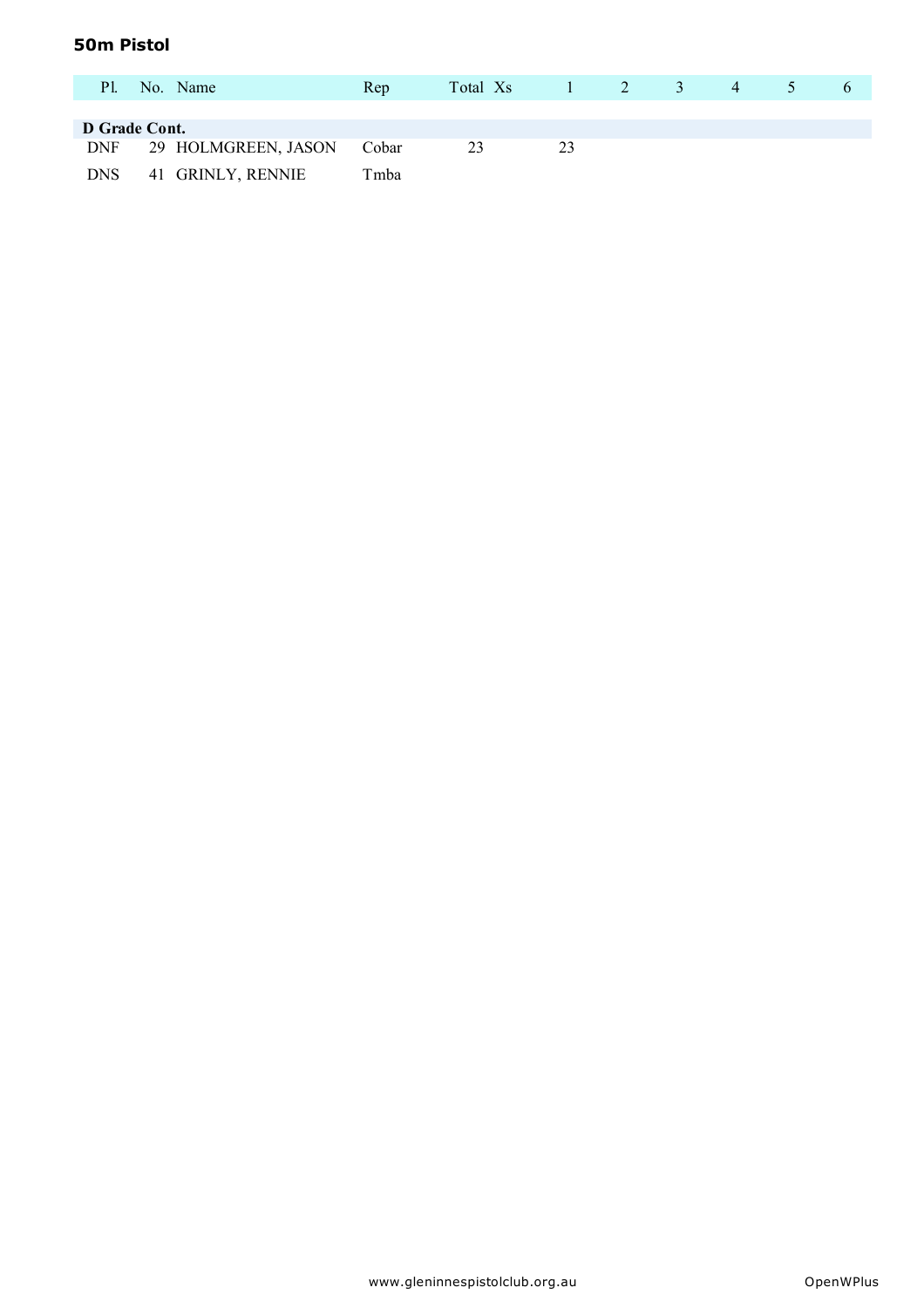## 50m Pistol

| Pl. | No. | Name | Rep | Total | Xs | 1 | 2 | 3 | 4 | 5 | 6 |
|---|---|---|---|---|---|---|---|---|---|---|---|
| **D Grade Cont.** | | | | | | | | | | | |
| DNF | 29 | HOLMGREEN, JASON | Cobar | 23 | | 23 | | | | | |
| DNS | 41 | GRINLY, RENNIE | Tmba | | | | | | | | |

www.gleninnespistolclub.org.au

OpenWPlus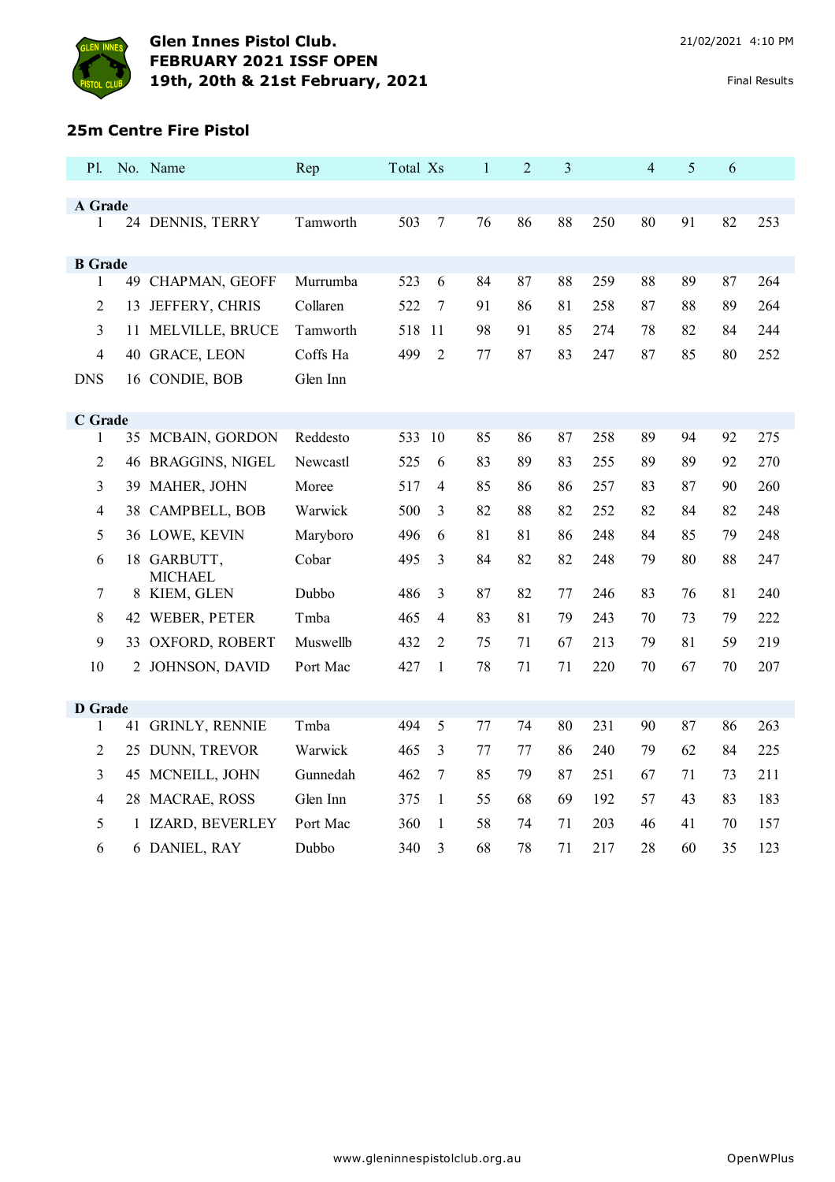# Glen Innes Pistol Club.
# FEBRUARY 2021 ISSF OPEN
# 19th, 20th & 21st February, 2021

21/02/2021 4:10 PM

Final Results

## 25m Centre Fire Pistol

| Pl. | No. | Name | Rep | Total | Xs | 1 | 2 | 3 | | 4 | 5 | 6 | |
|---|---|---|---|---|---|---|---|---|---|---|---|---|---|
| **A Grade** | | | | | | | | | | | | | |
| 1 | 24 | DENNIS, TERRY | Tamworth | 503 | 7 | 76 | 86 | 88 | 250 | 80 | 91 | 82 | 253 |
| **B Grade** | | | | | | | | | | | | | |
| 1 | 49 | CHAPMAN, GEOFF | Murrumba | 523 | 6 | 84 | 87 | 88 | 259 | 88 | 89 | 87 | 264 |
| 2 | 13 | JEFFERY, CHRIS | Collaren | 522 | 7 | 91 | 86 | 81 | 258 | 87 | 88 | 89 | 264 |
| 3 | 11 | MELVILLE, BRUCE | Tamworth | 518 | 11 | 98 | 91 | 85 | 274 | 78 | 82 | 84 | 244 |
| 4 | 40 | GRACE, LEON | Coffs Ha | 499 | 2 | 77 | 87 | 83 | 247 | 87 | 85 | 80 | 252 |
| DNS | 16 | CONDIE, BOB | Glen Inn | | | | | | | | | | |
| **C Grade** | | | | | | | | | | | | | |
| 1 | 35 | MCBAIN, GORDON | Reddesto | 533 | 10 | 85 | 86 | 87 | 258 | 89 | 94 | 92 | 275 |
| 2 | 46 | BRAGGINS, NIGEL | Newcastl | 525 | 6 | 83 | 89 | 83 | 255 | 89 | 89 | 92 | 270 |
| 3 | 39 | MAHER, JOHN | Moree | 517 | 4 | 85 | 86 | 86 | 257 | 83 | 87 | 90 | 260 |
| 4 | 38 | CAMPBELL, BOB | Warwick | 500 | 3 | 82 | 88 | 82 | 252 | 82 | 84 | 82 | 248 |
| 5 | 36 | LOWE, KEVIN | Maryboro | 496 | 6 | 81 | 81 | 86 | 248 | 84 | 85 | 79 | 248 |
| 6 | 18 | GARBUTT, MICHAEL | Cobar | 495 | 3 | 84 | 82 | 82 | 248 | 79 | 80 | 88 | 247 |
| 7 | 8 | KIEM, GLEN | Dubbo | 486 | 3 | 87 | 82 | 77 | 246 | 83 | 76 | 81 | 240 |
| 8 | 42 | WEBER, PETER | Tmba | 465 | 4 | 83 | 81 | 79 | 243 | 70 | 73 | 79 | 222 |
| 9 | 33 | OXFORD, ROBERT | Muswellb | 432 | 2 | 75 | 71 | 67 | 213 | 79 | 81 | 59 | 219 |
| 10 | 2 | JOHNSON, DAVID | Port Mac | 427 | 1 | 78 | 71 | 71 | 220 | 70 | 67 | 70 | 207 |
| **D Grade** | | | | | | | | | | | | | |
| 1 | 41 | GRINLY, RENNIE | Tmba | 494 | 5 | 77 | 74 | 80 | 231 | 90 | 87 | 86 | 263 |
| 2 | 25 | DUNN, TREVOR | Warwick | 465 | 3 | 77 | 77 | 86 | 240 | 79 | 62 | 84 | 225 |
| 3 | 45 | MCNEILL, JOHN | Gunnedah | 462 | 7 | 85 | 79 | 87 | 251 | 67 | 71 | 73 | 211 |
| 4 | 28 | MACRAE, ROSS | Glen Inn | 375 | 1 | 55 | 68 | 69 | 192 | 57 | 43 | 83 | 183 |
| 5 | 1 | IZARD, BEVERLEY | Port Mac | 360 | 1 | 58 | 74 | 71 | 203 | 46 | 41 | 70 | 157 |
| 6 | 6 | DANIEL, RAY | Dubbo | 340 | 3 | 68 | 78 | 71 | 217 | 28 | 60 | 35 | 123 |

www.gleninnespistolclub.org.au

OpenWPlus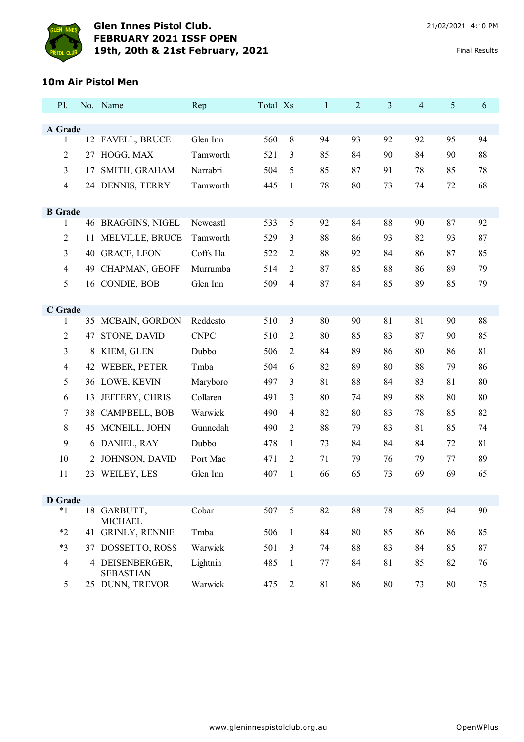# Glen Innes Pistol Club.
## FEBRUARY 2021 ISSF OPEN
## 19th, 20th & 21st February, 2021

21/02/2021 4:10 PM

Final Results

### 10m Air Pistol Men

| Pl. | No. | Name | Rep | Total | Xs | 1 | 2 | 3 | 4 | 5 | 6 |
|---|---|---|---|---|---|---|---|---|---|---|---|
| **A Grade** | | | | | | | | | | | |
| 1 | 12 | FAVELL, BRUCE | Glen Inn | 560 | 8 | 94 | 93 | 92 | 92 | 95 | 94 |
| 2 | 27 | HOGG, MAX | Tamworth | 521 | 3 | 85 | 84 | 90 | 84 | 90 | 88 |
| 3 | 17 | SMITH, GRAHAM | Narrabri | 504 | 5 | 85 | 87 | 91 | 78 | 85 | 78 |
| 4 | 24 | DENNIS, TERRY | Tamworth | 445 | 1 | 78 | 80 | 73 | 74 | 72 | 68 |
| **B Grade** | | | | | | | | | | | |
| 1 | 46 | BRAGGINS, NIGEL | Newcastl | 533 | 5 | 92 | 84 | 88 | 90 | 87 | 92 |
| 2 | 11 | MELVILLE, BRUCE | Tamworth | 529 | 3 | 88 | 86 | 93 | 82 | 93 | 87 |
| 3 | 40 | GRACE, LEON | Coffs Ha | 522 | 2 | 88 | 92 | 84 | 86 | 87 | 85 |
| 4 | 49 | CHAPMAN, GEOFF | Murrumba | 514 | 2 | 87 | 85 | 88 | 86 | 89 | 79 |
| 5 | 16 | CONDIE, BOB | Glen Inn | 509 | 4 | 87 | 84 | 85 | 89 | 85 | 79 |
| **C Grade** | | | | | | | | | | | |
| 1 | 35 | MCBAIN, GORDON | Reddesto | 510 | 3 | 80 | 90 | 81 | 81 | 90 | 88 |
| 2 | 47 | STONE, DAVID | CNPC | 510 | 2 | 80 | 85 | 83 | 87 | 90 | 85 |
| 3 | 8 | KIEM, GLEN | Dubbo | 506 | 2 | 84 | 89 | 86 | 80 | 86 | 81 |
| 4 | 42 | WEBER, PETER | Tmba | 504 | 6 | 82 | 89 | 80 | 88 | 79 | 86 |
| 5 | 36 | LOWE, KEVIN | Maryboro | 497 | 3 | 81 | 88 | 84 | 83 | 81 | 80 |
| 6 | 13 | JEFFERY, CHRIS | Collaren | 491 | 3 | 80 | 74 | 89 | 88 | 80 | 80 |
| 7 | 38 | CAMPBELL, BOB | Warwick | 490 | 4 | 82 | 80 | 83 | 78 | 85 | 82 |
| 8 | 45 | MCNEILL, JOHN | Gunnedah | 490 | 2 | 88 | 79 | 83 | 81 | 85 | 74 |
| 9 | 6 | DANIEL, RAY | Dubbo | 478 | 1 | 73 | 84 | 84 | 84 | 72 | 81 |
| 10 | 2 | JOHNSON, DAVID | Port Mac | 471 | 2 | 71 | 79 | 76 | 79 | 77 | 89 |
| 11 | 23 | WEILEY, LES | Glen Inn | 407 | 1 | 66 | 65 | 73 | 69 | 69 | 65 |
| **D Grade** | | | | | | | | | | | |
| *1 | 18 | GARBUTT, MICHAEL | Cobar | 507 | 5 | 82 | 88 | 78 | 85 | 84 | 90 |
| *2 | 41 | GRINLY, RENNIE | Tmba | 506 | 1 | 84 | 80 | 85 | 86 | 86 | 85 |
| *3 | 37 | DOSSETTO, ROSS | Warwick | 501 | 3 | 74 | 88 | 83 | 84 | 85 | 87 |
| 4 | 4 | DEISENBERGER, SEBASTIAN | Lightnin | 485 | 1 | 77 | 84 | 81 | 85 | 82 | 76 |
| 5 | 25 | DUNN, TREVOR | Warwick | 475 | 2 | 81 | 86 | 80 | 73 | 80 | 75 |

www.gleninnespistolclub.org.au

OpenWPlus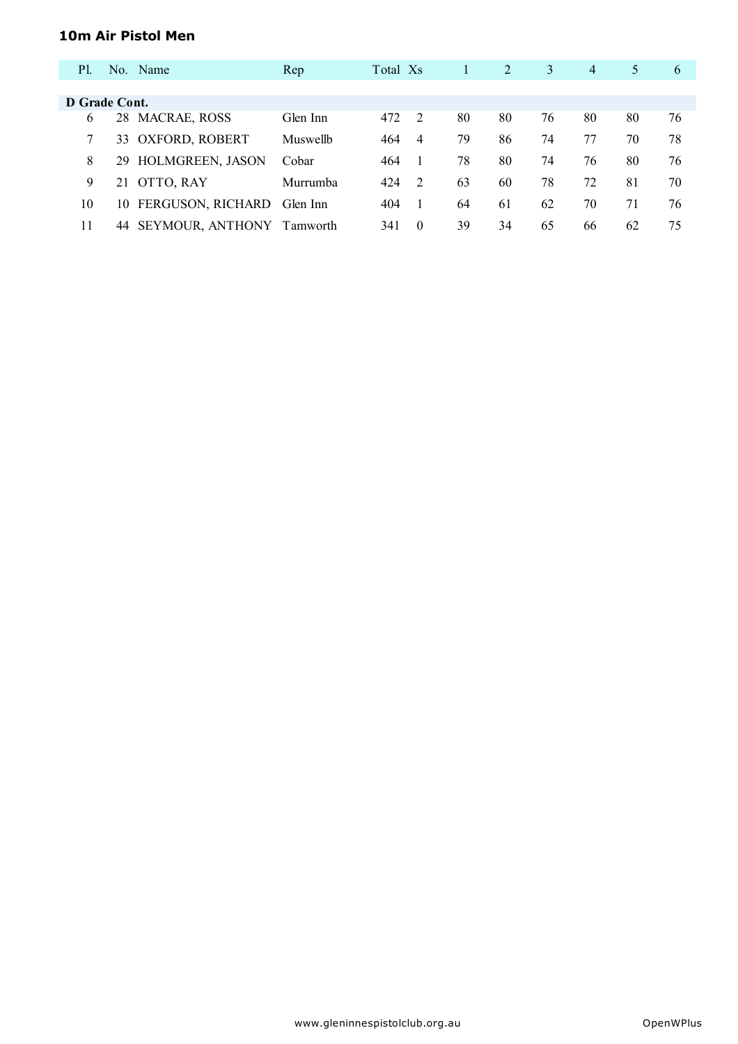## 10m Air Pistol Men

| Pl. | No. | Name | Rep | Total | Xs | 1 | 2 | 3 | 4 | 5 | 6 |
|---|---|---|---|---|---|---|---|---|---|---|---|
| **D Grade Cont.** | | | | | | | | | | | |
| 6 | 28 | MACRAE, ROSS | Glen Inn | 472 | 2 | 80 | 80 | 76 | 80 | 80 | 76 |
| 7 | 33 | OXFORD, ROBERT | Muswellb | 464 | 4 | 79 | 86 | 74 | 77 | 70 | 78 |
| 8 | 29 | HOLMGREEN, JASON | Cobar | 464 | 1 | 78 | 80 | 74 | 76 | 80 | 76 |
| 9 | 21 | OTTO, RAY | Murrumba | 424 | 2 | 63 | 60 | 78 | 72 | 81 | 70 |
| 10 | 10 | FERGUSON, RICHARD | Glen Inn | 404 | 1 | 64 | 61 | 62 | 70 | 71 | 76 |
| 11 | 44 | SEYMOUR, ANTHONY | Tamworth | 341 | 0 | 39 | 34 | 65 | 66 | 62 | 75 |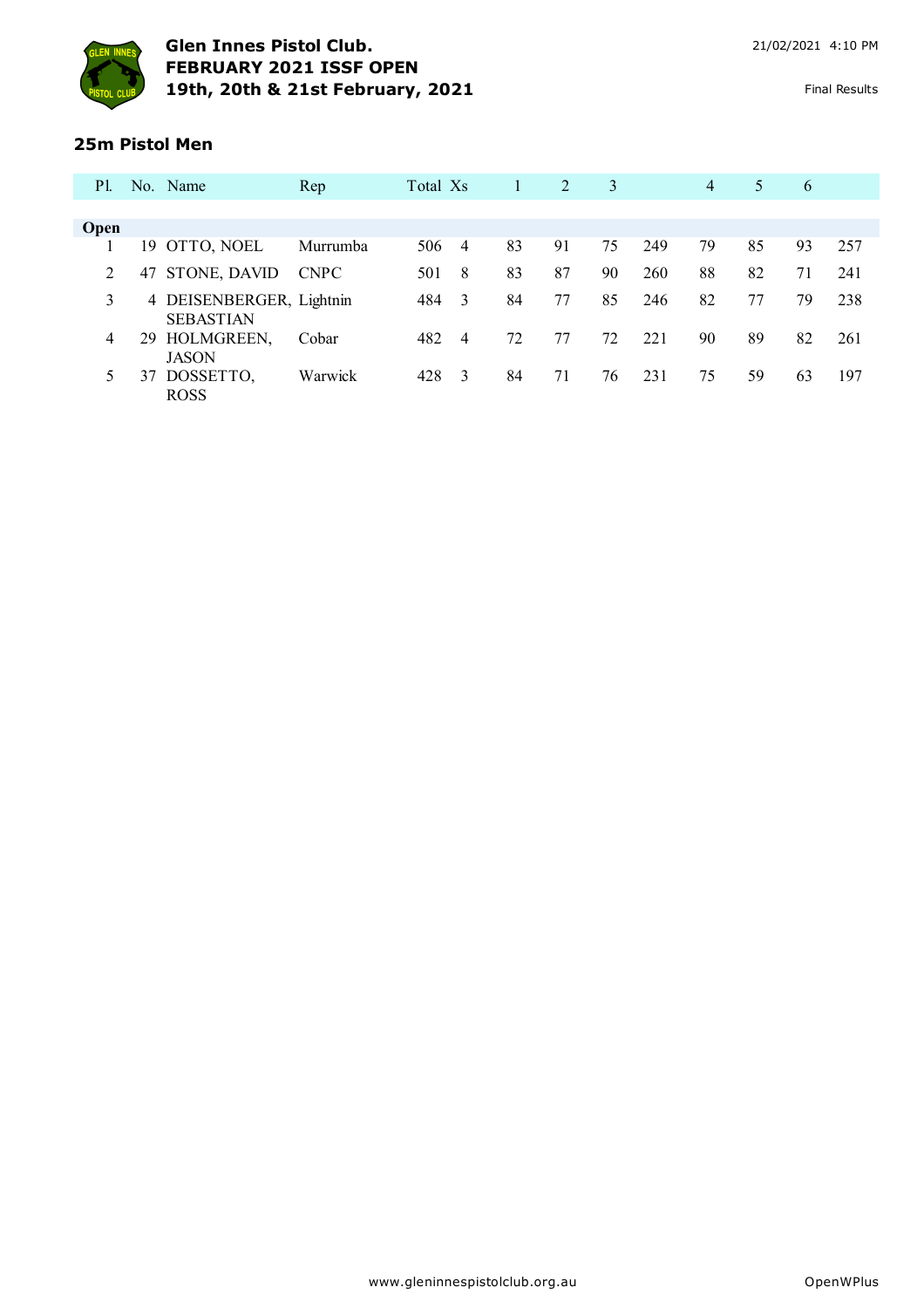# Glen Innes Pistol Club.
## FEBRUARY 2021 ISSF OPEN
## 19th, 20th & 21st February, 2021

21/02/2021 4:10 PM

Final Results

### 25m Pistol Men

| Pl. | No. | Name | Rep | Total | Xs | 1 | 2 | 3 | | 4 | 5 | 6 | |
|---|---|---|---|---|---|---|---|---|---|---|---|---|---|
| **Open** | | | | | | | | | | | | | |
| 1 | 19 | OTTO, NOEL | Murrumba | 506 | 4 | 83 | 91 | 75 | 249 | 79 | 85 | 93 | 257 |
| 2 | 47 | STONE, DAVID | CNPC | 501 | 8 | 83 | 87 | 90 | 260 | 88 | 82 | 71 | 241 |
| 3 | 4 | DEISENBERGER, SEBASTIAN | Lightnin | 484 | 3 | 84 | 77 | 85 | 246 | 82 | 77 | 79 | 238 |
| 4 | 29 | HOLMGREEN, JASON | Cobar | 482 | 4 | 72 | 77 | 72 | 221 | 90 | 89 | 82 | 261 |
| 5 | 37 | DOSSETTO, ROSS | Warwick | 428 | 3 | 84 | 71 | 76 | 231 | 75 | 59 | 63 | 197 |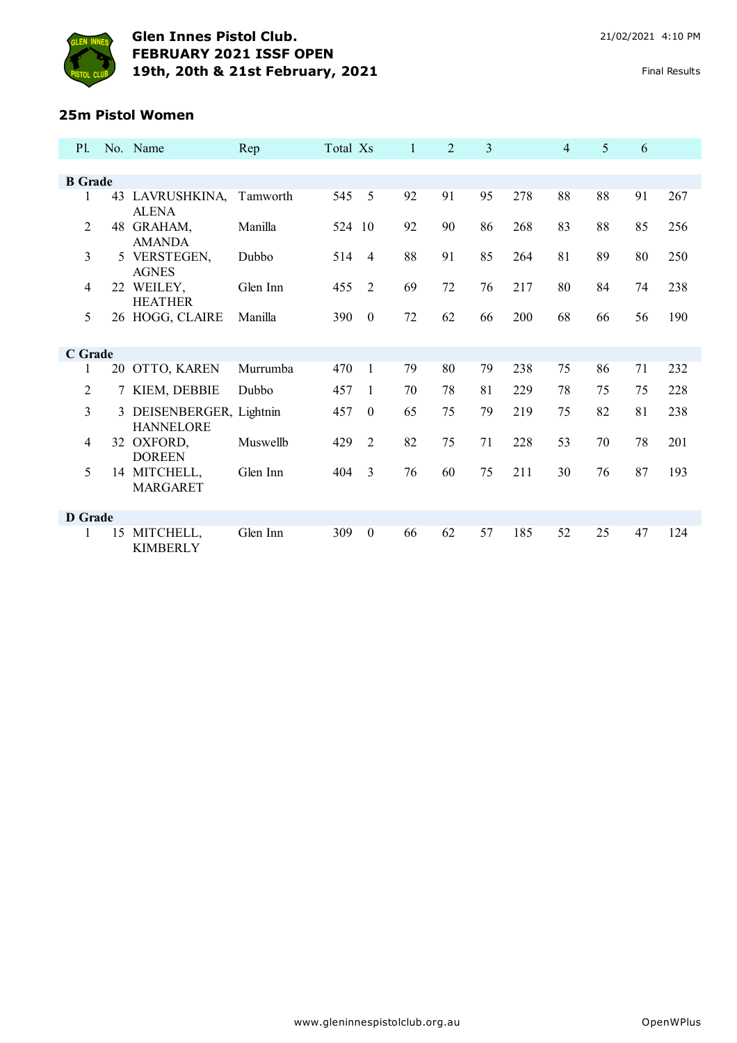# Glen Innes Pistol Club.
# FEBRUARY 2021 ISSF OPEN
# 19th, 20th & 21st February, 2021

21/02/2021 4:10 PM

Final Results

## 25m Pistol Women

| Pl. | No. | Name | Rep | Total | Xs | 1 | 2 | 3 | | 4 | 5 | 6 | |
|---|---|---|---|---|---|---|---|---|---|---|---|---|---|
| **B Grade** | | | | | | | | | | | | | |
| 1 | 43 | LAVRUSHKINA, ALENA | Tamworth | 545 | 5 | 92 | 91 | 95 | 278 | 88 | 88 | 91 | 267 |
| 2 | 48 | GRAHAM, AMANDA | Manilla | 524 | 10 | 92 | 90 | 86 | 268 | 83 | 88 | 85 | 256 |
| 3 | 5 | VERSTEGEN, AGNES | Dubbo | 514 | 4 | 88 | 91 | 85 | 264 | 81 | 89 | 80 | 250 |
| 4 | 22 | WEILEY, HEATHER | Glen Inn | 455 | 2 | 69 | 72 | 76 | 217 | 80 | 84 | 74 | 238 |
| 5 | 26 | HOGG, CLAIRE | Manilla | 390 | 0 | 72 | 62 | 66 | 200 | 68 | 66 | 56 | 190 |
| **C Grade** | | | | | | | | | | | | | |
| 1 | 20 | OTTO, KAREN | Murrumba | 470 | 1 | 79 | 80 | 79 | 238 | 75 | 86 | 71 | 232 |
| 2 | 7 | KIEM, DEBBIE | Dubbo | 457 | 1 | 70 | 78 | 81 | 229 | 78 | 75 | 75 | 228 |
| 3 | 3 | DEISENBERGER, HANNELORE | Lightnin | 457 | 0 | 65 | 75 | 79 | 219 | 75 | 82 | 81 | 238 |
| 4 | 32 | OXFORD, DOREEN | Muswellb | 429 | 2 | 82 | 75 | 71 | 228 | 53 | 70 | 78 | 201 |
| 5 | 14 | MITCHELL, MARGARET | Glen Inn | 404 | 3 | 76 | 60 | 75 | 211 | 30 | 76 | 87 | 193 |
| **D Grade** | | | | | | | | | | | | | |
| 1 | 15 | MITCHELL, KIMBERLY | Glen Inn | 309 | 0 | 66 | 62 | 57 | 185 | 52 | 25 | 47 | 124 |

www.gleninnespistolclub.org.au OpenWPlus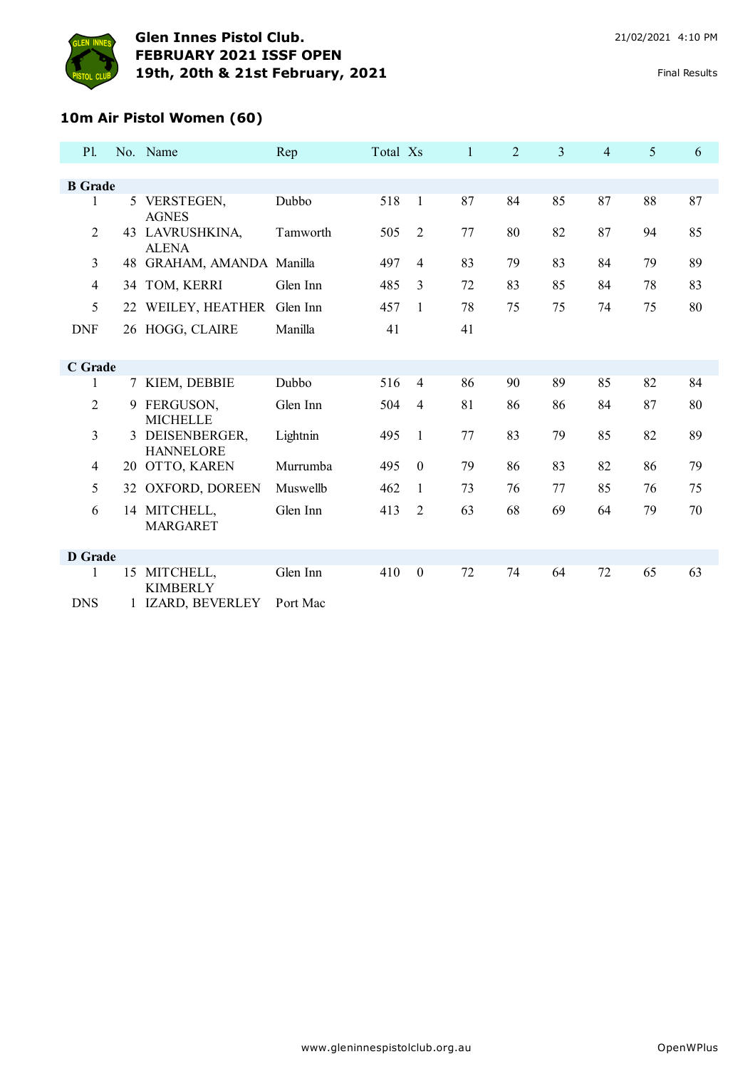**Glen Innes Pistol Club.**
**FEBRUARY 2021 ISSF OPEN**
**19th, 20th & 21st February, 2021**

21/02/2021 4:10 PM

Final Results

### 10m Air Pistol Women (60)

| Pl. | No. | Name | Rep | Total | Xs | 1 | 2 | 3 | 4 | 5 | 6 |
|---|---|---|---|---|---|---|---|---|---|---|---|
| **B Grade** | | | | | | | | | | | |
| 1 | 5 | VERSTEGEN, AGNES | Dubbo | 518 | 1 | 87 | 84 | 85 | 87 | 88 | 87 |
| 2 | 43 | LAVRUSHKINA, ALENA | Tamworth | 505 | 2 | 77 | 80 | 82 | 87 | 94 | 85 |
| 3 | 48 | GRAHAM, AMANDA | Manilla | 497 | 4 | 83 | 79 | 83 | 84 | 79 | 89 |
| 4 | 34 | TOM, KERRI | Glen Inn | 485 | 3 | 72 | 83 | 85 | 84 | 78 | 83 |
| 5 | 22 | WEILEY, HEATHER | Glen Inn | 457 | 1 | 78 | 75 | 75 | 74 | 75 | 80 |
| DNF | 26 | HOGG, CLAIRE | Manilla | 41 | | 41 | | | | | |
| **C Grade** | | | | | | | | | | | |
| 1 | 7 | KIEM, DEBBIE | Dubbo | 516 | 4 | 86 | 90 | 89 | 85 | 82 | 84 |
| 2 | 9 | FERGUSON, MICHELLE | Glen Inn | 504 | 4 | 81 | 86 | 86 | 84 | 87 | 80 |
| 3 | 3 | DEISENBERGER, HANNELORE | Lightnin | 495 | 1 | 77 | 83 | 79 | 85 | 82 | 89 |
| 4 | 20 | OTTO, KAREN | Murrumba | 495 | 0 | 79 | 86 | 83 | 82 | 86 | 79 |
| 5 | 32 | OXFORD, DOREEN | Muswellb | 462 | 1 | 73 | 76 | 77 | 85 | 76 | 75 |
| 6 | 14 | MITCHELL, MARGARET | Glen Inn | 413 | 2 | 63 | 68 | 69 | 64 | 79 | 70 |
| **D Grade** | | | | | | | | | | | |
| 1 | 15 | MITCHELL, KIMBERLY | Glen Inn | 410 | 0 | 72 | 74 | 64 | 72 | 65 | 63 |
| DNS | 1 | IZARD, BEVERLEY | Port Mac | | | | | | | | |

www.gleninnespistolclub.org.au

OpenWPlus